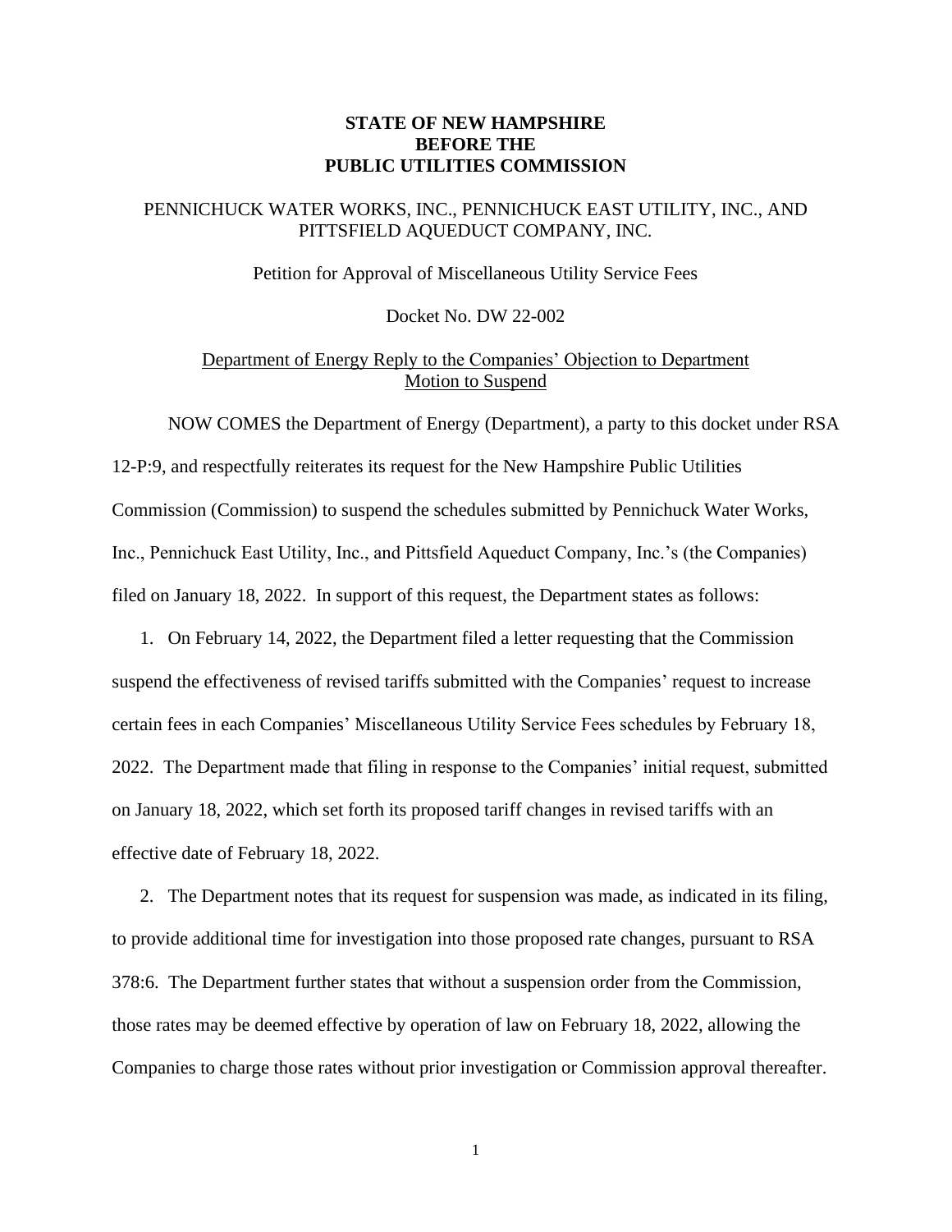**STATE OF NEW HAMPSHIRE**
**BEFORE THE**
**PUBLIC UTILITIES COMMISSION**

PENNICHUCK WATER WORKS, INC., PENNICHUCK EAST UTILITY, INC., AND PITTSFIELD AQUEDUCT COMPANY, INC.

Petition for Approval of Miscellaneous Utility Service Fees

Docket No. DW 22-002

<u>Department of Energy Reply to the Companies' Objection to Department Motion to Suspend</u>

NOW COMES the Department of Energy (Department), a party to this docket under RSA 12-P:9, and respectfully reiterates its request for the New Hampshire Public Utilities Commission (Commission) to suspend the schedules submitted by Pennichuck Water Works, Inc., Pennichuck East Utility, Inc., and Pittsfield Aqueduct Company, Inc.'s (the Companies) filed on January 18, 2022. In support of this request, the Department states as follows:

1. On February 14, 2022, the Department filed a letter requesting that the Commission suspend the effectiveness of revised tariffs submitted with the Companies' request to increase certain fees in each Companies' Miscellaneous Utility Service Fees schedules by February 18, 2022. The Department made that filing in response to the Companies' initial request, submitted on January 18, 2022, which set forth its proposed tariff changes in revised tariffs with an effective date of February 18, 2022.

2. The Department notes that its request for suspension was made, as indicated in its filing, to provide additional time for investigation into those proposed rate changes, pursuant to RSA 378:6. The Department further states that without a suspension order from the Commission, those rates may be deemed effective by operation of law on February 18, 2022, allowing the Companies to charge those rates without prior investigation or Commission approval thereafter.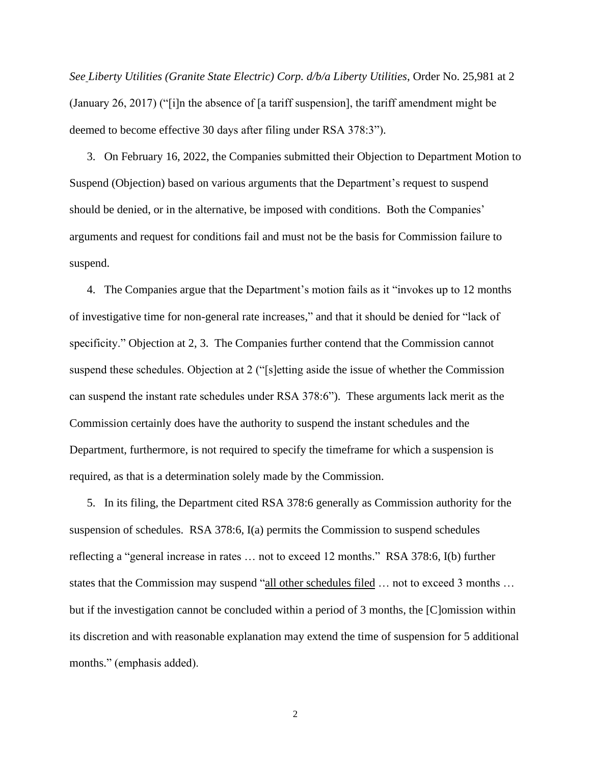*See Liberty Utilities (Granite State Electric) Corp. d/b/a Liberty Utilities*, Order No. 25,981 at 2 (January 26, 2017) ("[i]n the absence of [a tariff suspension], the tariff amendment might be deemed to become effective 30 days after filing under RSA 378:3").

3. On February 16, 2022, the Companies submitted their Objection to Department Motion to Suspend (Objection) based on various arguments that the Department's request to suspend should be denied, or in the alternative, be imposed with conditions. Both the Companies' arguments and request for conditions fail and must not be the basis for Commission failure to suspend.

4. The Companies argue that the Department's motion fails as it "invokes up to 12 months of investigative time for non-general rate increases," and that it should be denied for "lack of specificity." Objection at 2, 3. The Companies further contend that the Commission cannot suspend these schedules. Objection at 2 ("[s]etting aside the issue of whether the Commission can suspend the instant rate schedules under RSA 378:6"). These arguments lack merit as the Commission certainly does have the authority to suspend the instant schedules and the Department, furthermore, is not required to specify the timeframe for which a suspension is required, as that is a determination solely made by the Commission.

5. In its filing, the Department cited RSA 378:6 generally as Commission authority for the suspension of schedules. RSA 378:6, I(a) permits the Commission to suspend schedules reflecting a "general increase in rates … not to exceed 12 months." RSA 378:6, I(b) further states that the Commission may suspend "<u>all other schedules filed</u> … not to exceed 3 months … but if the investigation cannot be concluded within a period of 3 months, the [C]omission within its discretion and with reasonable explanation may extend the time of suspension for 5 additional months." (emphasis added).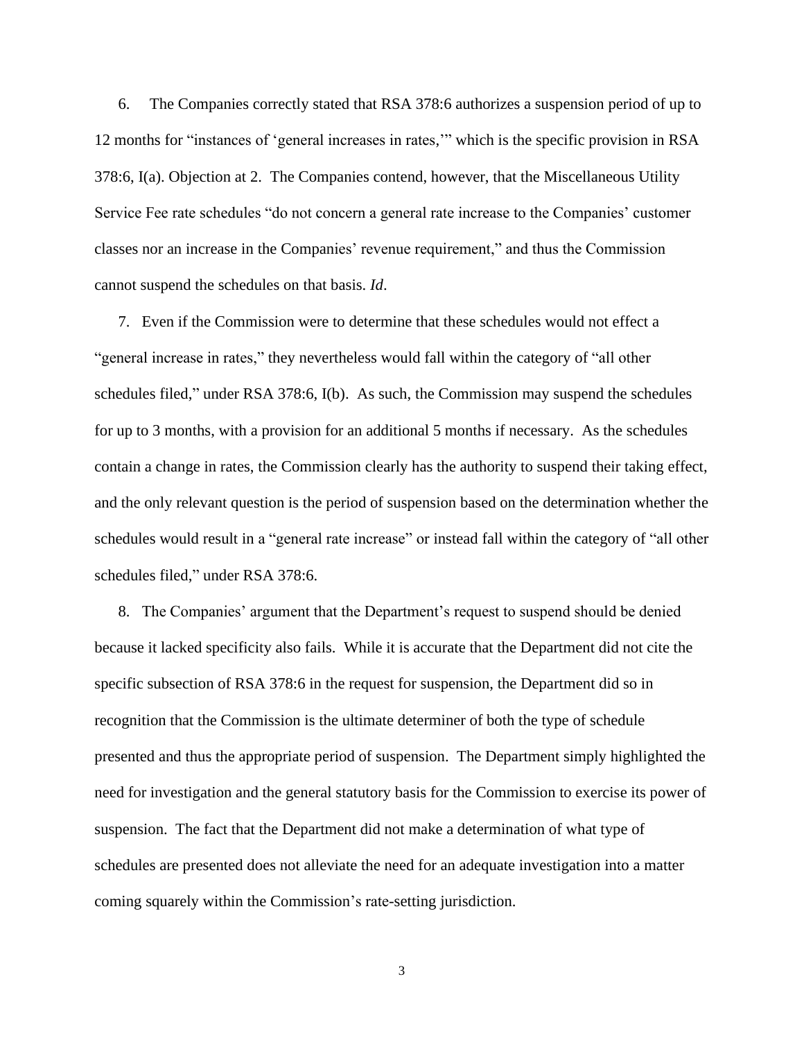6. The Companies correctly stated that RSA 378:6 authorizes a suspension period of up to 12 months for "instances of 'general increases in rates,'" which is the specific provision in RSA 378:6, I(a). Objection at 2. The Companies contend, however, that the Miscellaneous Utility Service Fee rate schedules "do not concern a general rate increase to the Companies' customer classes nor an increase in the Companies' revenue requirement," and thus the Commission cannot suspend the schedules on that basis. *Id*.

7. Even if the Commission were to determine that these schedules would not effect a "general increase in rates," they nevertheless would fall within the category of "all other schedules filed," under RSA 378:6, I(b). As such, the Commission may suspend the schedules for up to 3 months, with a provision for an additional 5 months if necessary. As the schedules contain a change in rates, the Commission clearly has the authority to suspend their taking effect, and the only relevant question is the period of suspension based on the determination whether the schedules would result in a "general rate increase" or instead fall within the category of "all other schedules filed," under RSA 378:6.

8. The Companies' argument that the Department's request to suspend should be denied because it lacked specificity also fails. While it is accurate that the Department did not cite the specific subsection of RSA 378:6 in the request for suspension, the Department did so in recognition that the Commission is the ultimate determiner of both the type of schedule presented and thus the appropriate period of suspension. The Department simply highlighted the need for investigation and the general statutory basis for the Commission to exercise its power of suspension. The fact that the Department did not make a determination of what type of schedules are presented does not alleviate the need for an adequate investigation into a matter coming squarely within the Commission's rate-setting jurisdiction.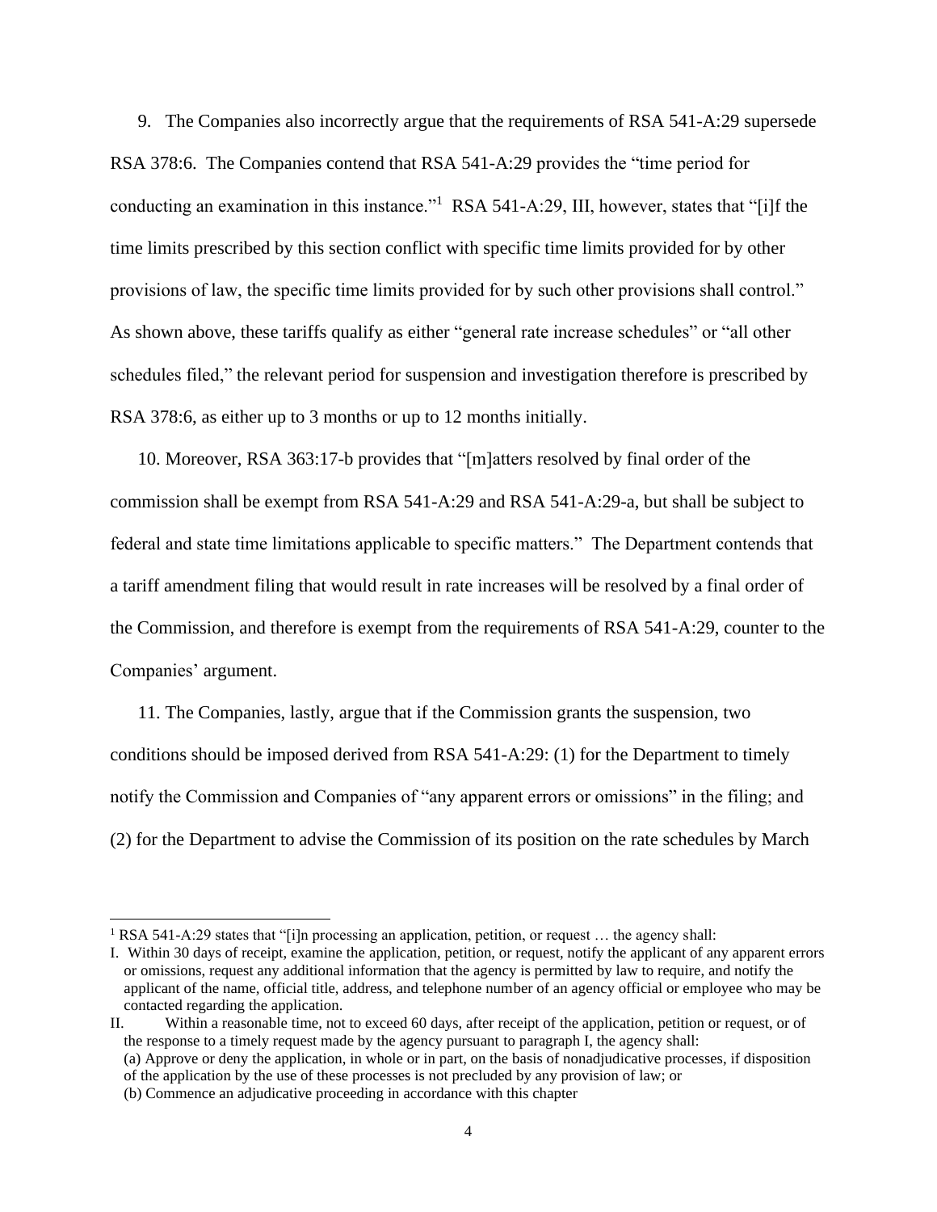9. The Companies also incorrectly argue that the requirements of RSA 541-A:29 supersede RSA 378:6. The Companies contend that RSA 541-A:29 provides the "time period for conducting an examination in this instance."[1] RSA 541-A:29, III, however, states that "[i]f the time limits prescribed by this section conflict with specific time limits provided for by other provisions of law, the specific time limits provided for by such other provisions shall control." As shown above, these tariffs qualify as either "general rate increase schedules" or "all other schedules filed," the relevant period for suspension and investigation therefore is prescribed by RSA 378:6, as either up to 3 months or up to 12 months initially.

10. Moreover, RSA 363:17-b provides that "[m]atters resolved by final order of the commission shall be exempt from RSA 541-A:29 and RSA 541-A:29-a, but shall be subject to federal and state time limitations applicable to specific matters." The Department contends that a tariff amendment filing that would result in rate increases will be resolved by a final order of the Commission, and therefore is exempt from the requirements of RSA 541-A:29, counter to the Companies' argument.

11. The Companies, lastly, argue that if the Commission grants the suspension, two conditions should be imposed derived from RSA 541-A:29: (1) for the Department to timely notify the Commission and Companies of "any apparent errors or omissions" in the filing; and (2) for the Department to advise the Commission of its position on the rate schedules by March

---

[1] RSA 541-A:29 states that "[i]n processing an application, petition, or request … the agency shall:

I. Within 30 days of receipt, examine the application, petition, or request, notify the applicant of any apparent errors or omissions, request any additional information that the agency is permitted by law to require, and notify the applicant of the name, official title, address, and telephone number of an agency official or employee who may be contacted regarding the application.

II. Within a reasonable time, not to exceed 60 days, after receipt of the application, petition or request, or of the response to a timely request made by the agency pursuant to paragraph I, the agency shall:
(a) Approve or deny the application, in whole or in part, on the basis of nonadjudicative processes, if disposition of the application by the use of these processes is not precluded by any provision of law; or
(b) Commence an adjudicative proceeding in accordance with this chapter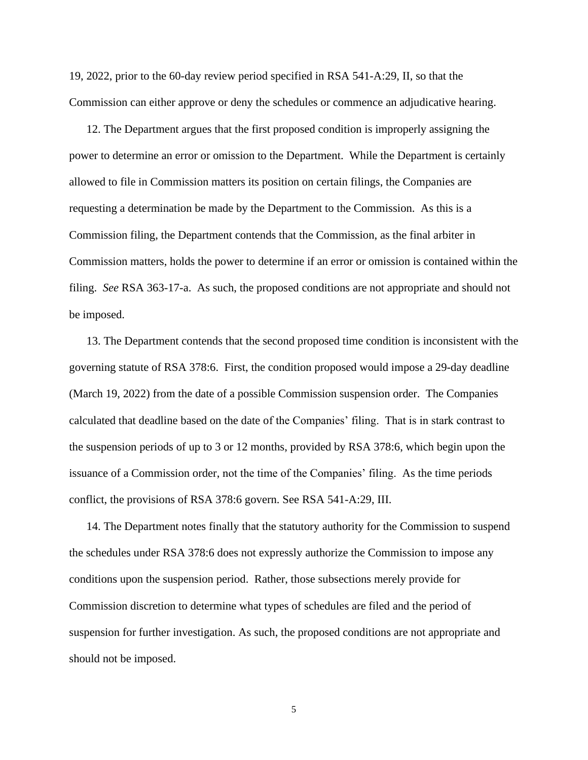19, 2022, prior to the 60-day review period specified in RSA 541-A:29, II, so that the Commission can either approve or deny the schedules or commence an adjudicative hearing.

12. The Department argues that the first proposed condition is improperly assigning the power to determine an error or omission to the Department. While the Department is certainly allowed to file in Commission matters its position on certain filings, the Companies are requesting a determination be made by the Department to the Commission. As this is a Commission filing, the Department contends that the Commission, as the final arbiter in Commission matters, holds the power to determine if an error or omission is contained within the filing. *See* RSA 363-17-a. As such, the proposed conditions are not appropriate and should not be imposed.

13. The Department contends that the second proposed time condition is inconsistent with the governing statute of RSA 378:6. First, the condition proposed would impose a 29-day deadline (March 19, 2022) from the date of a possible Commission suspension order. The Companies calculated that deadline based on the date of the Companies' filing. That is in stark contrast to the suspension periods of up to 3 or 12 months, provided by RSA 378:6, which begin upon the issuance of a Commission order, not the time of the Companies' filing. As the time periods conflict, the provisions of RSA 378:6 govern. See RSA 541-A:29, III.

14. The Department notes finally that the statutory authority for the Commission to suspend the schedules under RSA 378:6 does not expressly authorize the Commission to impose any conditions upon the suspension period. Rather, those subsections merely provide for Commission discretion to determine what types of schedules are filed and the period of suspension for further investigation. As such, the proposed conditions are not appropriate and should not be imposed.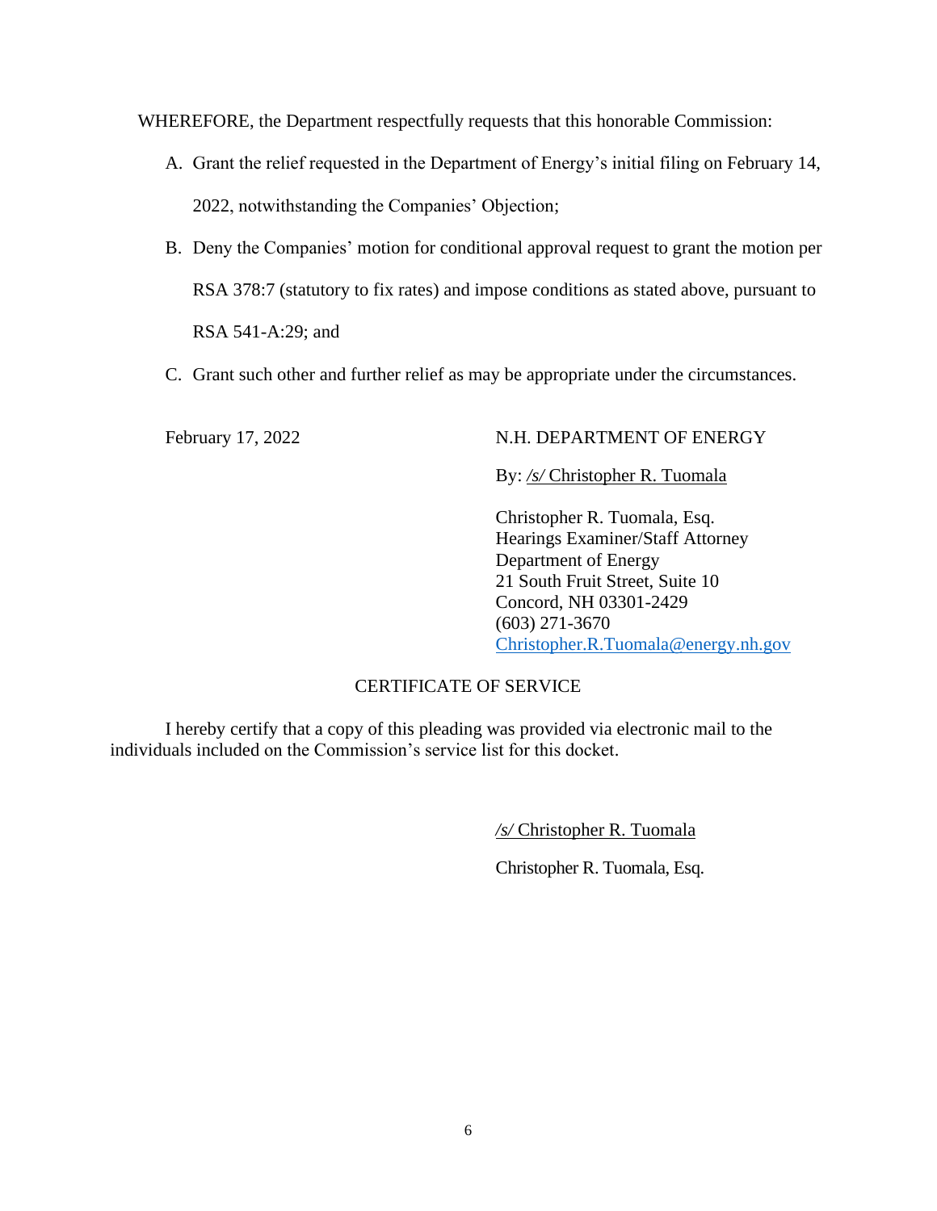WHEREFORE, the Department respectfully requests that this honorable Commission:

A. Grant the relief requested in the Department of Energy's initial filing on February 14, 2022, notwithstanding the Companies' Objection;

B. Deny the Companies' motion for conditional approval request to grant the motion per RSA 378:7 (statutory to fix rates) and impose conditions as stated above, pursuant to RSA 541-A:29; and

C. Grant such other and further relief as may be appropriate under the circumstances.

February 17, 2022

N.H. DEPARTMENT OF ENERGY

By: /s/ Christopher R. Tuomala

Christopher R. Tuomala, Esq.
Hearings Examiner/Staff Attorney
Department of Energy
21 South Fruit Street, Suite 10
Concord, NH 03301-2429
(603) 271-3670
Christopher.R.Tuomala@energy.nh.gov

CERTIFICATE OF SERVICE

I hereby certify that a copy of this pleading was provided via electronic mail to the individuals included on the Commission's service list for this docket.

/s/ Christopher R. Tuomala

Christopher R. Tuomala, Esq.